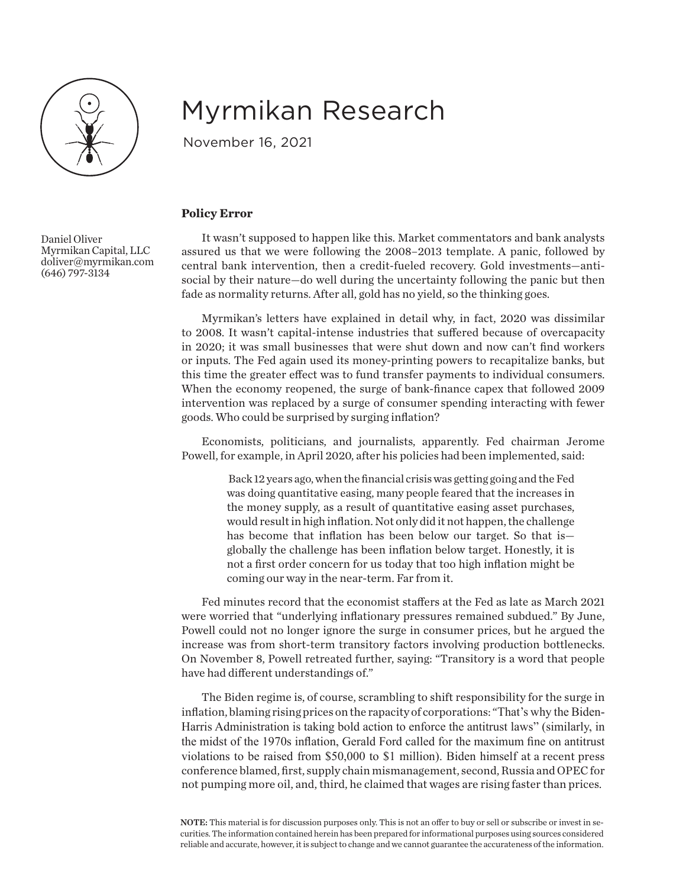# Myrmikan Research

November 16, 2021

Daniel Oliver
Myrmikan Capital, LLC
doliver@myrmikan.com
(646) 797-3134

## Policy Error

It wasn't supposed to happen like this. Market commentators and bank analysts assured us that we were following the 2008–2013 template. A panic, followed by central bank intervention, then a credit-fueled recovery. Gold investments—antisocial by their nature—do well during the uncertainty following the panic but then fade as normality returns. After all, gold has no yield, so the thinking goes.

Myrmikan's letters have explained in detail why, in fact, 2020 was dissimilar to 2008. It wasn't capital-intense industries that suffered because of overcapacity in 2020; it was small businesses that were shut down and now can't find workers or inputs. The Fed again used its money-printing powers to recapitalize banks, but this time the greater effect was to fund transfer payments to individual consumers. When the economy reopened, the surge of bank-finance capex that followed 2009 intervention was replaced by a surge of consumer spending interacting with fewer goods. Who could be surprised by surging inflation?

Economists, politicians, and journalists, apparently. Fed chairman Jerome Powell, for example, in April 2020, after his policies had been implemented, said:

> Back 12 years ago, when the financial crisis was getting going and the Fed was doing quantitative easing, many people feared that the increases in the money supply, as a result of quantitative easing asset purchases, would result in high inflation. Not only did it not happen, the challenge has become that inflation has been below our target. So that is—globally the challenge has been inflation below target. Honestly, it is not a first order concern for us today that too high inflation might be coming our way in the near-term. Far from it.

Fed minutes record that the economist staffers at the Fed as late as March 2021 were worried that "underlying inflationary pressures remained subdued." By June, Powell could not no longer ignore the surge in consumer prices, but he argued the increase was from short-term transitory factors involving production bottlenecks. On November 8, Powell retreated further, saying: "Transitory is a word that people have had different understandings of."

The Biden regime is, of course, scrambling to shift responsibility for the surge in inflation, blaming rising prices on the rapacity of corporations: "That's why the Biden-Harris Administration is taking bold action to enforce the antitrust laws" (similarly, in the midst of the 1970s inflation, Gerald Ford called for the maximum fine on antitrust violations to be raised from $50,000 to $1 million). Biden himself at a recent press conference blamed, first, supply chain mismanagement, second, Russia and OPEC for not pumping more oil, and, third, he claimed that wages are rising faster than prices.

**NOTE:** This material is for discussion purposes only. This is not an offer to buy or sell or subscribe or invest in securities. The information contained herein has been prepared for informational purposes using sources considered reliable and accurate, however, it is subject to change and we cannot guarantee the accurateness of the information.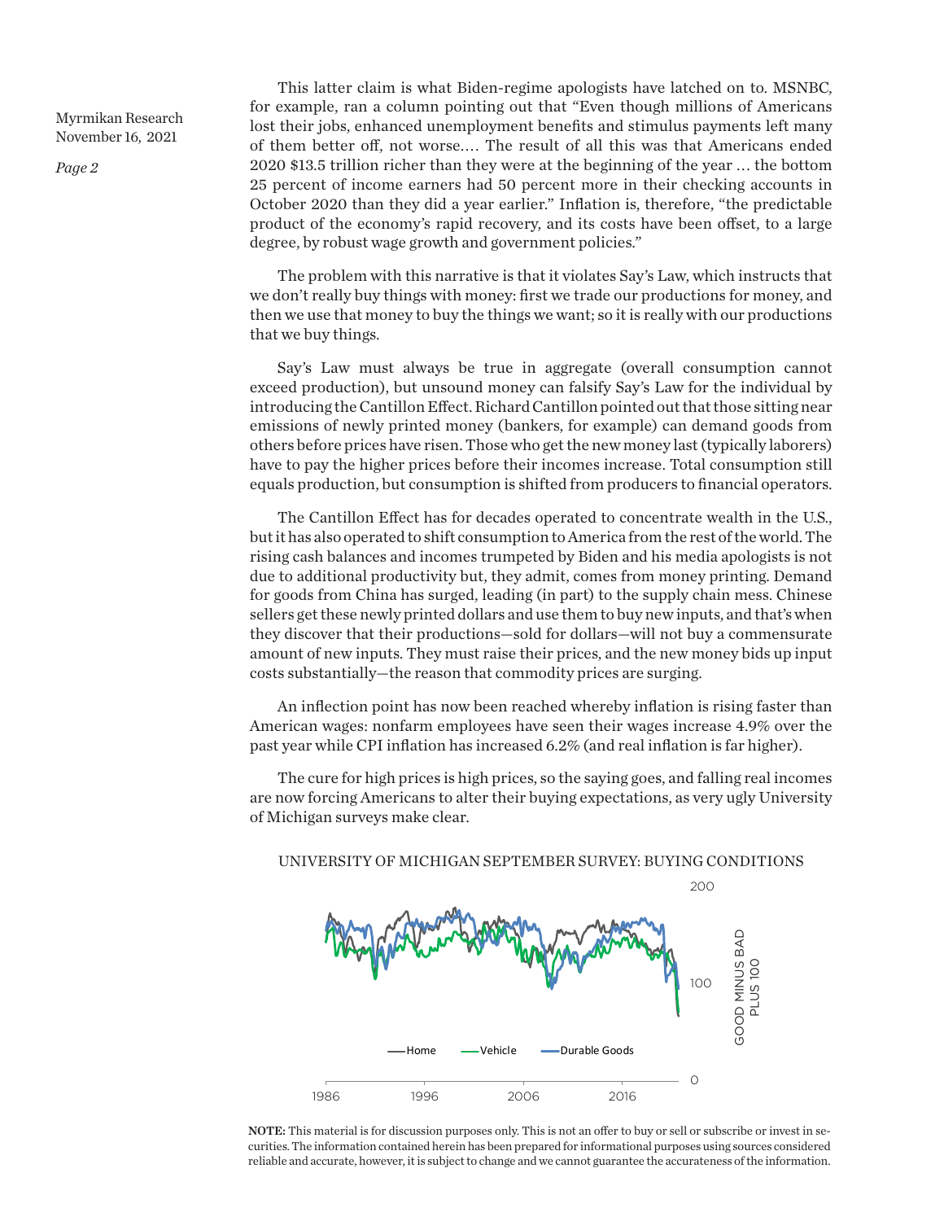This latter claim is what Biden-regime apologists have latched on to. MSNBC, for example, ran a column pointing out that "Even though millions of Americans lost their jobs, enhanced unemployment benefits and stimulus payments left many of them better off, not worse…. The result of all this was that Americans ended 2020 $13.5 trillion richer than they were at the beginning of the year … the bottom 25 percent of income earners had 50 percent more in their checking accounts in October 2020 than they did a year earlier." Inflation is, therefore, "the predictable product of the economy's rapid recovery, and its costs have been offset, to a large degree, by robust wage growth and government policies."

The problem with this narrative is that it violates Say's Law, which instructs that we don't really buy things with money: first we trade our productions for money, and then we use that money to buy the things we want; so it is really with our productions that we buy things.

Say's Law must always be true in aggregate (overall consumption cannot exceed production), but unsound money can falsify Say's Law for the individual by introducing the Cantillon Effect. Richard Cantillon pointed out that those sitting near emissions of newly printed money (bankers, for example) can demand goods from others before prices have risen. Those who get the new money last (typically laborers) have to pay the higher prices before their incomes increase. Total consumption still equals production, but consumption is shifted from producers to financial operators.

The Cantillon Effect has for decades operated to concentrate wealth in the U.S., but it has also operated to shift consumption to America from the rest of the world. The rising cash balances and incomes trumpeted by Biden and his media apologists is not due to additional productivity but, they admit, comes from money printing. Demand for goods from China has surged, leading (in part) to the supply chain mess. Chinese sellers get these newly printed dollars and use them to buy new inputs, and that's when they discover that their productions—sold for dollars—will not buy a commensurate amount of new inputs. They must raise their prices, and the new money bids up input costs substantially—the reason that commodity prices are surging.

An inflection point has now been reached whereby inflation is rising faster than American wages: nonfarm employees have seen their wages increase 4.9% over the past year while CPI inflation has increased 6.2% (and real inflation is far higher).

The cure for high prices is high prices, so the saying goes, and falling real incomes are now forcing Americans to alter their buying expectations, as very ugly University of Michigan surveys make clear.

UNIVERSITY OF MICHIGAN SEPTEMBER SURVEY: BUYING CONDITIONS

**NOTE:** This material is for discussion purposes only. This is not an offer to buy or sell or subscribe or invest in securities. The information contained herein has been prepared for informational purposes using sources considered reliable and accurate, however, it is subject to change and we cannot guarantee the accurateness of the information.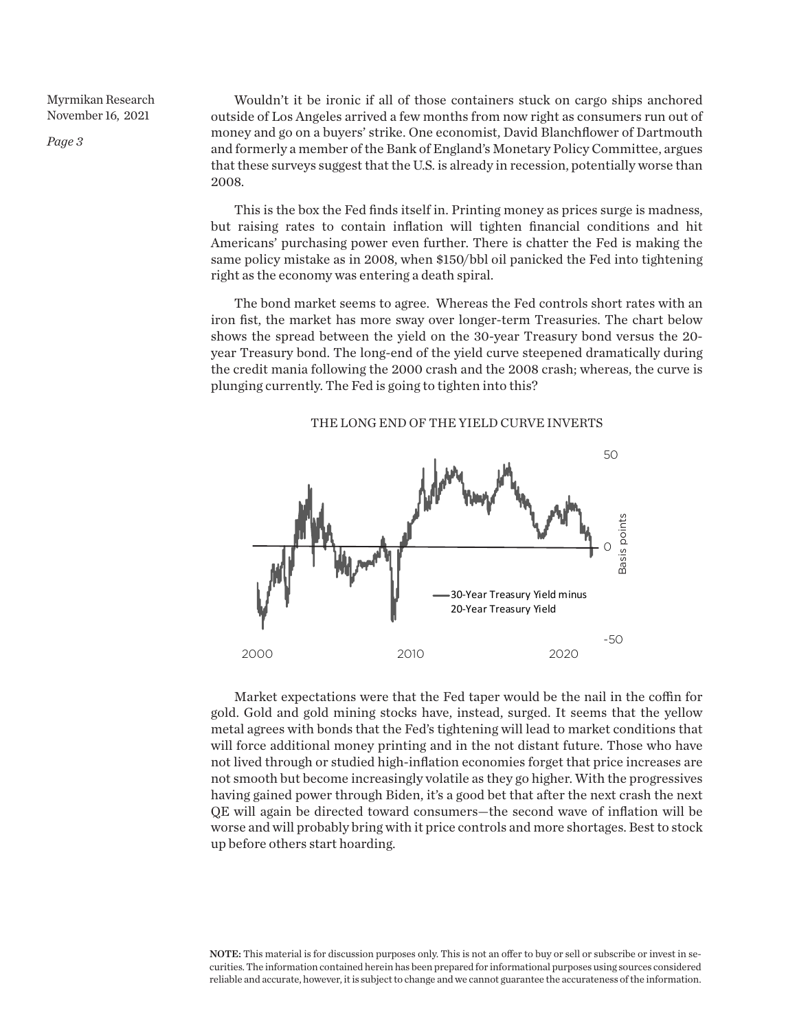Wouldn't it be ironic if all of those containers stuck on cargo ships anchored outside of Los Angeles arrived a few months from now right as consumers run out of money and go on a buyers' strike. One economist, David Blanchflower of Dartmouth and formerly a member of the Bank of England's Monetary Policy Committee, argues that these surveys suggest that the U.S. is already in recession, potentially worse than 2008.

This is the box the Fed finds itself in. Printing money as prices surge is madness, but raising rates to contain inflation will tighten financial conditions and hit Americans' purchasing power even further. There is chatter the Fed is making the same policy mistake as in 2008, when $150/bbl oil panicked the Fed into tightening right as the economy was entering a death spiral.

The bond market seems to agree. Whereas the Fed controls short rates with an iron fist, the market has more sway over longer-term Treasuries. The chart below shows the spread between the yield on the 30-year Treasury bond versus the 20-year Treasury bond. The long-end of the yield curve steepened dramatically during the credit mania following the 2000 crash and the 2008 crash; whereas, the curve is plunging currently. The Fed is going to tighten into this?

THE LONG END OF THE YIELD CURVE INVERTS

30-Year Treasury Yield minus 20-Year Treasury Yield

Basis points

50

0

-50

2000

2010

2020

Market expectations were that the Fed taper would be the nail in the coffin for gold. Gold and gold mining stocks have, instead, surged. It seems that the yellow metal agrees with bonds that the Fed's tightening will lead to market conditions that will force additional money printing and in the not distant future. Those who have not lived through or studied high-inflation economies forget that price increases are not smooth but become increasingly volatile as they go higher. With the progressives having gained power through Biden, it's a good bet that after the next crash the next QE will again be directed toward consumers—the second wave of inflation will be worse and will probably bring with it price controls and more shortages. Best to stock up before others start hoarding.

**NOTE:** This material is for discussion purposes only. This is not an offer to buy or sell or subscribe or invest in securities. The information contained herein has been prepared for informational purposes using sources considered reliable and accurate, however, it is subject to change and we cannot guarantee the accurateness of the information.